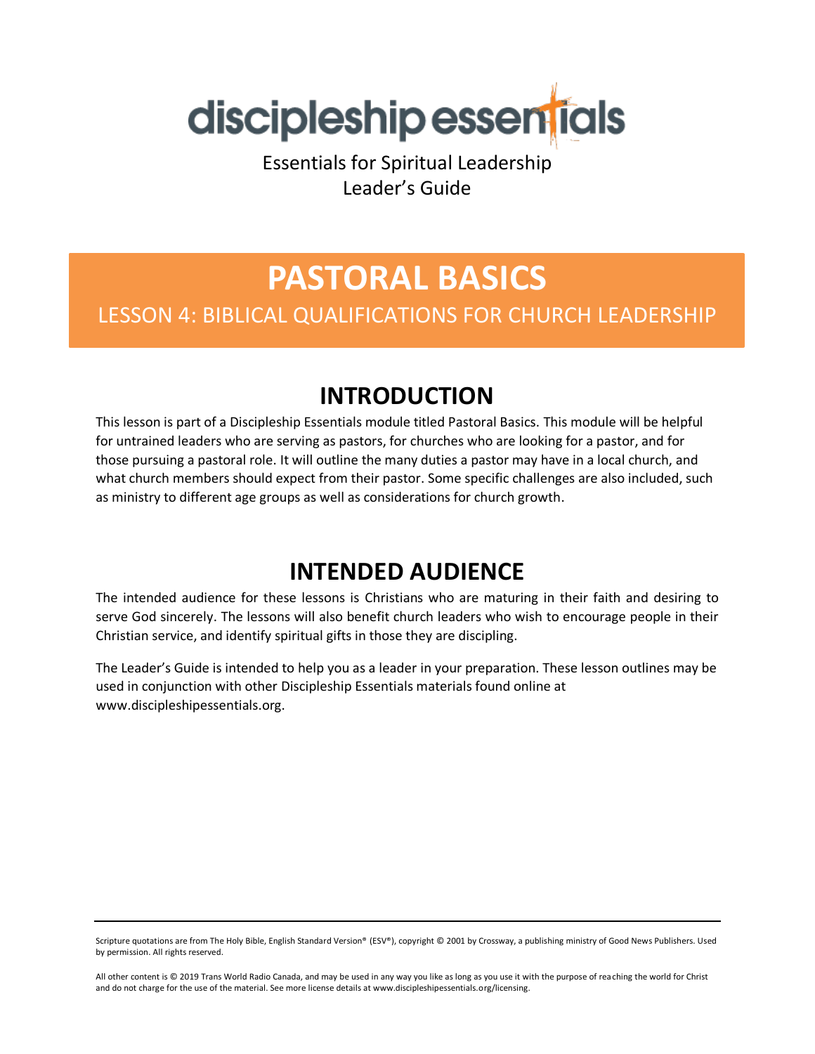discipleship essentials

Essentials for Spiritual Leadership
Leader's Guide

# PASTORAL BASICS

## LESSON 4: BIBLICAL QUALIFICATIONS FOR CHURCH LEADERSHIP

## INTRODUCTION

This lesson is part of a Discipleship Essentials module titled Pastoral Basics. This module will be helpful for untrained leaders who are serving as pastors, for churches who are looking for a pastor, and for those pursuing a pastoral role. It will outline the many duties a pastor may have in a local church, and what church members should expect from their pastor. Some specific challenges are also included, such as ministry to different age groups as well as considerations for church growth.

## INTENDED AUDIENCE

The intended audience for these lessons is Christians who are maturing in their faith and desiring to serve God sincerely. The lessons will also benefit church leaders who wish to encourage people in their Christian service, and identify spiritual gifts in those they are discipling.

The Leader's Guide is intended to help you as a leader in your preparation. These lesson outlines may be used in conjunction with other Discipleship Essentials materials found online at www.discipleshipessentials.org.

---

Scripture quotations are from The Holy Bible, English Standard Version® (ESV®), copyright © 2001 by Crossway, a publishing ministry of Good News Publishers. Used by permission. All rights reserved.

All other content is © 2019 Trans World Radio Canada, and may be used in any way you like as long as you use it with the purpose of reaching the world for Christ and do not charge for the use of the material. See more license details at www.discipleshipessentials.org/licensing.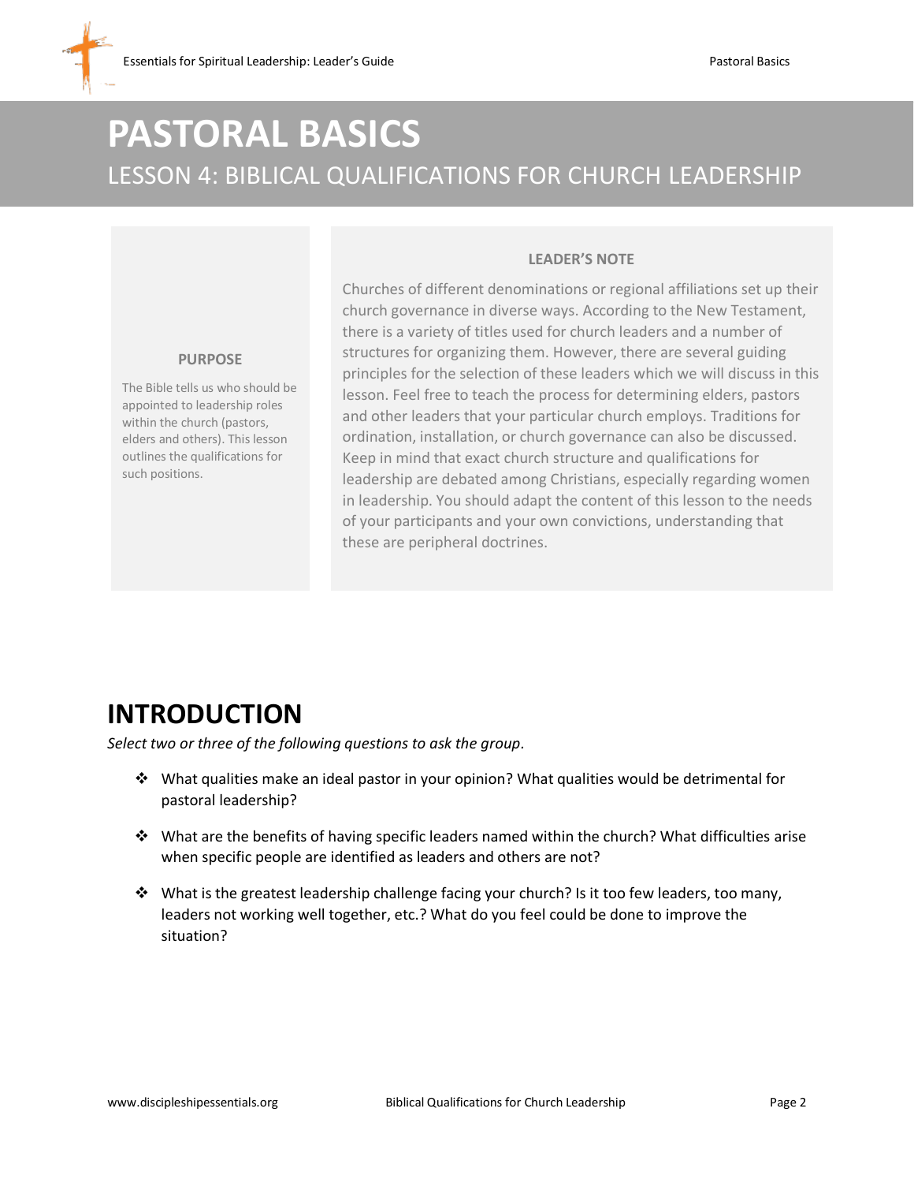# PASTORAL BASICS

## LESSON 4: BIBLICAL QUALIFICATIONS FOR CHURCH LEADERSHIP

**PURPOSE**

The Bible tells us who should be appointed to leadership roles within the church (pastors, elders and others). This lesson outlines the qualifications for such positions.

**LEADER'S NOTE**

Churches of different denominations or regional affiliations set up their church governance in diverse ways. According to the New Testament, there is a variety of titles used for church leaders and a number of structures for organizing them. However, there are several guiding principles for the selection of these leaders which we will discuss in this lesson. Feel free to teach the process for determining elders, pastors and other leaders that your particular church employs. Traditions for ordination, installation, or church governance can also be discussed. Keep in mind that exact church structure and qualifications for leadership are debated among Christians, especially regarding women in leadership. You should adapt the content of this lesson to the needs of your participants and your own convictions, understanding that these are peripheral doctrines.

# INTRODUCTION

*Select two or three of the following questions to ask the group.*

- What qualities make an ideal pastor in your opinion? What qualities would be detrimental for pastoral leadership?
- What are the benefits of having specific leaders named within the church? What difficulties arise when specific people are identified as leaders and others are not?
- What is the greatest leadership challenge facing your church? Is it too few leaders, too many, leaders not working well together, etc.? What do you feel could be done to improve the situation?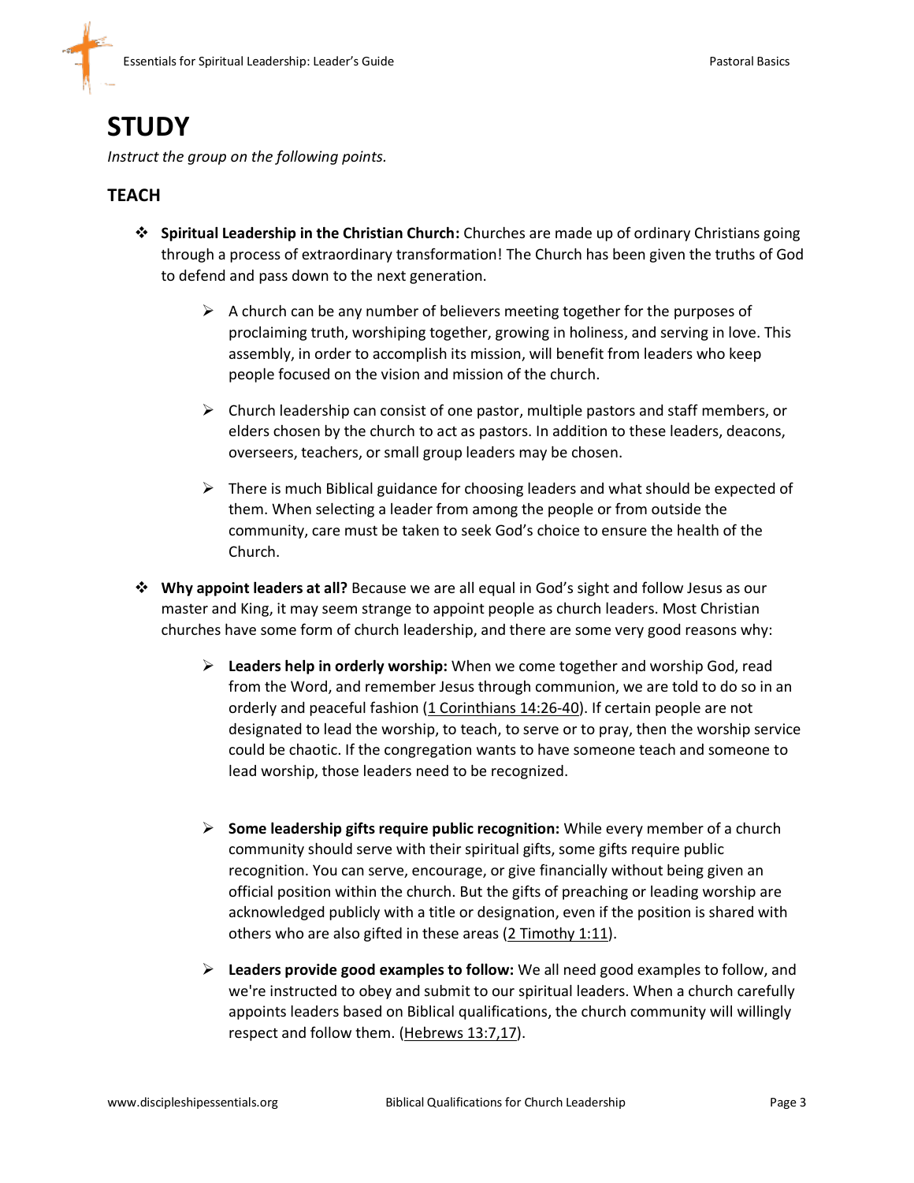# STUDY

*Instruct the group on the following points.*

## TEACH

- **Spiritual Leadership in the Christian Church:** Churches are made up of ordinary Christians going through a process of extraordinary transformation! The Church has been given the truths of God to defend and pass down to the next generation.
  - A church can be any number of believers meeting together for the purposes of proclaiming truth, worshiping together, growing in holiness, and serving in love. This assembly, in order to accomplish its mission, will benefit from leaders who keep people focused on the vision and mission of the church.
  - Church leadership can consist of one pastor, multiple pastors and staff members, or elders chosen by the church to act as pastors. In addition to these leaders, deacons, overseers, teachers, or small group leaders may be chosen.
  - There is much Biblical guidance for choosing leaders and what should be expected of them. When selecting a leader from among the people or from outside the community, care must be taken to seek God's choice to ensure the health of the Church.
- **Why appoint leaders at all?** Because we are all equal in God's sight and follow Jesus as our master and King, it may seem strange to appoint people as church leaders. Most Christian churches have some form of church leadership, and there are some very good reasons why:
  - **Leaders help in orderly worship:** When we come together and worship God, read from the Word, and remember Jesus through communion, we are told to do so in an orderly and peaceful fashion (1 Corinthians 14:26-40). If certain people are not designated to lead the worship, to teach, to serve or to pray, then the worship service could be chaotic. If the congregation wants to have someone teach and someone to lead worship, those leaders need to be recognized.
  - **Some leadership gifts require public recognition:** While every member of a church community should serve with their spiritual gifts, some gifts require public recognition. You can serve, encourage, or give financially without being given an official position within the church. But the gifts of preaching or leading worship are acknowledged publicly with a title or designation, even if the position is shared with others who are also gifted in these areas (2 Timothy 1:11).
  - **Leaders provide good examples to follow:** We all need good examples to follow, and we're instructed to obey and submit to our spiritual leaders. When a church carefully appoints leaders based on Biblical qualifications, the church community will willingly respect and follow them. (Hebrews 13:7,17).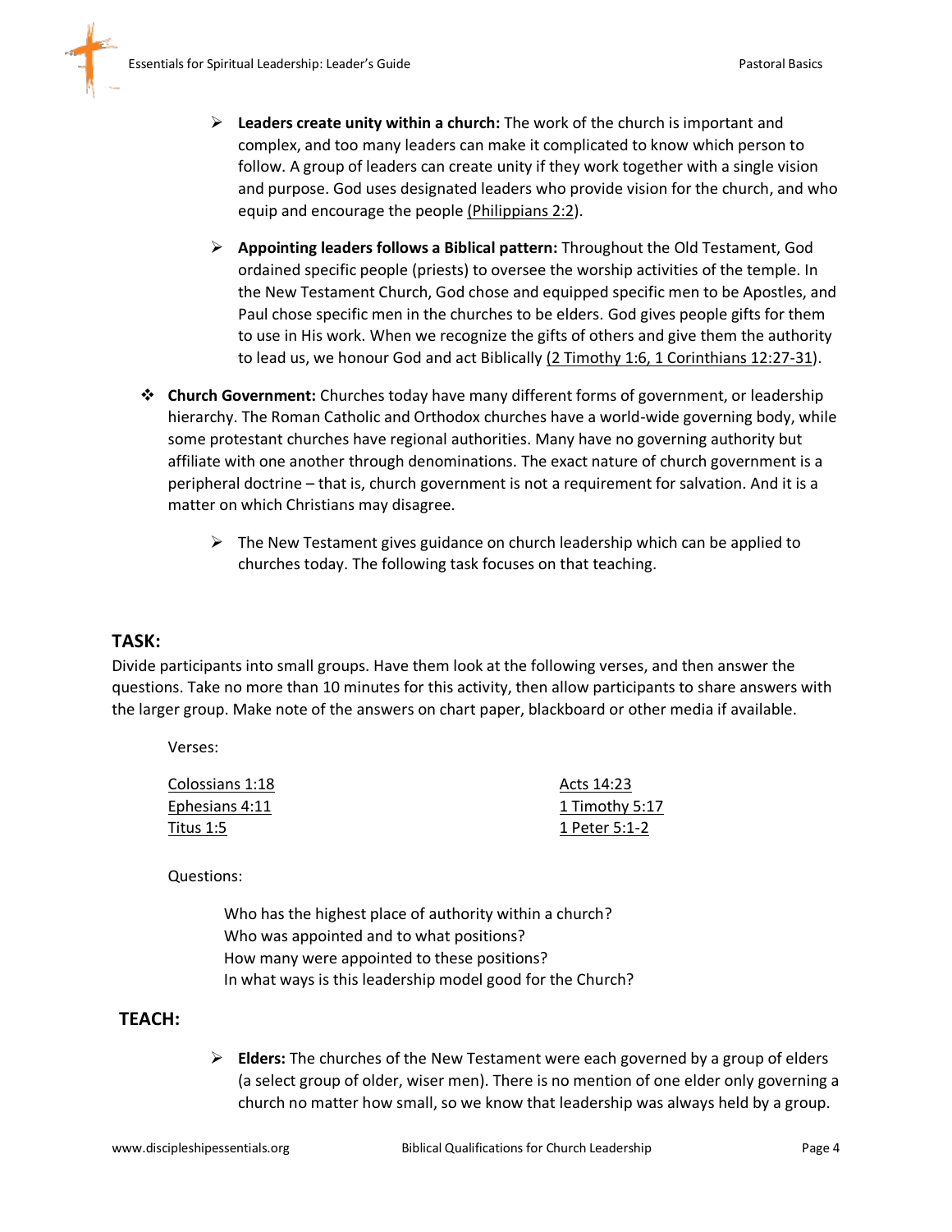- **Leaders create unity within a church:** The work of the church is important and complex, and too many leaders can make it complicated to know which person to follow. A group of leaders can create unity if they work together with a single vision and purpose. God uses designated leaders who provide vision for the church, and who equip and encourage the people (Philippians 2:2).

- **Appointing leaders follows a Biblical pattern:** Throughout the Old Testament, God ordained specific people (priests) to oversee the worship activities of the temple. In the New Testament Church, God chose and equipped specific men to be Apostles, and Paul chose specific men in the churches to be elders. God gives people gifts for them to use in His work. When we recognize the gifts of others and give them the authority to lead us, we honour God and act Biblically (2 Timothy 1:6, 1 Corinthians 12:27-31).

- **Church Government:** Churches today have many different forms of government, or leadership hierarchy. The Roman Catholic and Orthodox churches have a world-wide governing body, while some protestant churches have regional authorities. Many have no governing authority but affiliate with one another through denominations. The exact nature of church government is a peripheral doctrine – that is, church government is not a requirement for salvation. And it is a matter on which Christians may disagree.

  - The New Testament gives guidance on church leadership which can be applied to churches today. The following task focuses on that teaching.

## TASK:

Divide participants into small groups. Have them look at the following verses, and then answer the questions. Take no more than 10 minutes for this activity, then allow participants to share answers with the larger group. Make note of the answers on chart paper, blackboard or other media if available.

Verses:

Colossians 1:18
Ephesians 4:11
Titus 1:5
Acts 14:23
1 Timothy 5:17
1 Peter 5:1-2

Questions:

Who has the highest place of authority within a church?
Who was appointed and to what positions?
How many were appointed to these positions?
In what ways is this leadership model good for the Church?

## TEACH:

- **Elders:** The churches of the New Testament were each governed by a group of elders (a select group of older, wiser men). There is no mention of one elder only governing a church no matter how small, so we know that leadership was always held by a group.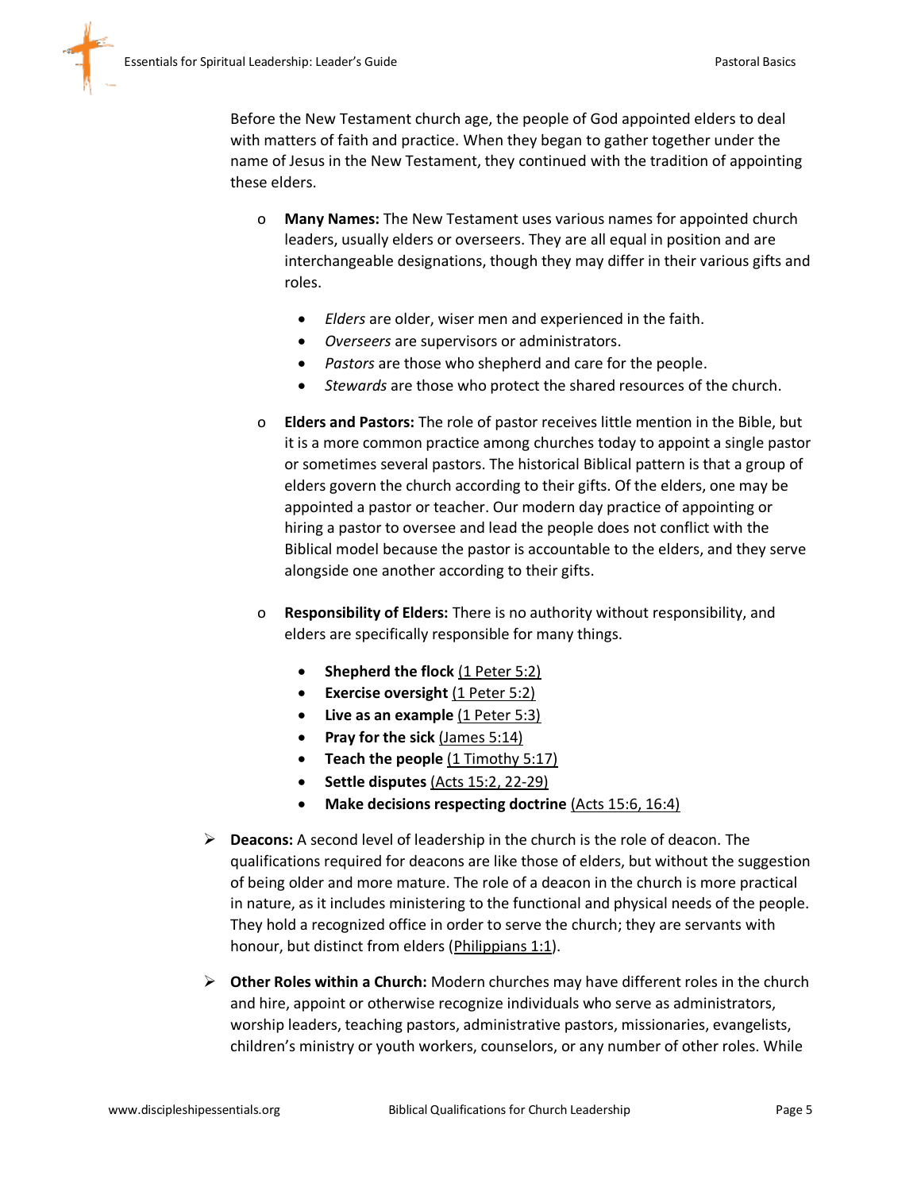Before the New Testament church age, the people of God appointed elders to deal with matters of faith and practice. When they began to gather together under the name of Jesus in the New Testament, they continued with the tradition of appointing these elders.

- **Many Names:** The New Testament uses various names for appointed church leaders, usually elders or overseers. They are all equal in position and are interchangeable designations, though they may differ in their various gifts and roles.
    - *Elders* are older, wiser men and experienced in the faith.
    - *Overseers* are supervisors or administrators.
    - *Pastors* are those who shepherd and care for the people.
    - *Stewards* are those who protect the shared resources of the church.

- **Elders and Pastors:** The role of pastor receives little mention in the Bible, but it is a more common practice among churches today to appoint a single pastor or sometimes several pastors. The historical Biblical pattern is that a group of elders govern the church according to their gifts. Of the elders, one may be appointed a pastor or teacher. Our modern day practice of appointing or hiring a pastor to oversee and lead the people does not conflict with the Biblical model because the pastor is accountable to the elders, and they serve alongside one another according to their gifts.

- **Responsibility of Elders:** There is no authority without responsibility, and elders are specifically responsible for many things.
    - **Shepherd the flock** (1 Peter 5:2)
    - **Exercise oversight** (1 Peter 5:2)
    - **Live as an example** (1 Peter 5:3)
    - **Pray for the sick** (James 5:14)
    - **Teach the people** (1 Timothy 5:17)
    - **Settle disputes** (Acts 15:2, 22-29)
    - **Make decisions respecting doctrine** (Acts 15:6, 16:4)

- **Deacons:** A second level of leadership in the church is the role of deacon. The qualifications required for deacons are like those of elders, but without the suggestion of being older and more mature. The role of a deacon in the church is more practical in nature, as it includes ministering to the functional and physical needs of the people. They hold a recognized office in order to serve the church; they are servants with honour, but distinct from elders (Philippians 1:1).

- **Other Roles within a Church:** Modern churches may have different roles in the church and hire, appoint or otherwise recognize individuals who serve as administrators, worship leaders, teaching pastors, administrative pastors, missionaries, evangelists, children's ministry or youth workers, counselors, or any number of other roles. While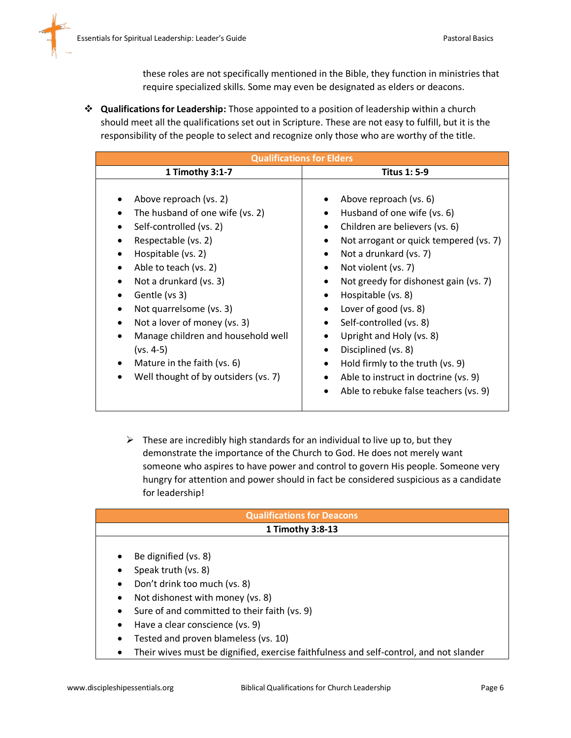these roles are not specifically mentioned in the Bible, they function in ministries that require specialized skills. Some may even be designated as elders or deacons.

- **Qualifications for Leadership:** Those appointed to a position of leadership within a church should meet all the qualifications set out in Scripture. These are not easy to fulfill, but it is the responsibility of the people to select and recognize only those who are worthy of the title.

| Qualifications for Elders | |
|---|---|
| **1 Timothy 3:1-7** | **Titus 1: 5-9** |
| • Above reproach (vs. 2)<br>• The husband of one wife (vs. 2)<br>• Self-controlled (vs. 2)<br>• Respectable (vs. 2)<br>• Hospitable (vs. 2)<br>• Able to teach (vs. 2)<br>• Not a drunkard (vs. 3)<br>• Gentle (vs 3)<br>• Not quarrelsome (vs. 3)<br>• Not a lover of money (vs. 3)<br>• Manage children and household well (vs. 4-5)<br>• Mature in the faith (vs. 6)<br>• Well thought of by outsiders (vs. 7) | • Above reproach (vs. 6)<br>• Husband of one wife (vs. 6)<br>• Children are believers (vs. 6)<br>• Not arrogant or quick tempered (vs. 7)<br>• Not a drunkard (vs. 7)<br>• Not violent (vs. 7)<br>• Not greedy for dishonest gain (vs. 7)<br>• Hospitable (vs. 8)<br>• Lover of good (vs. 8)<br>• Self-controlled (vs. 8)<br>• Upright and Holy (vs. 8)<br>• Disciplined (vs. 8)<br>• Hold firmly to the truth (vs. 9)<br>• Able to instruct in doctrine (vs. 9)<br>• Able to rebuke false teachers (vs. 9) |

  - These are incredibly high standards for an individual to live up to, but they demonstrate the importance of the Church to God. He does not merely want someone who aspires to have power and control to govern His people. Someone very hungry for attention and power should in fact be considered suspicious as a candidate for leadership!

| Qualifications for Deacons |
|---|
| **1 Timothy 3:8-13** |
| • Be dignified (vs. 8)<br>• Speak truth (vs. 8)<br>• Don't drink too much (vs. 8)<br>• Not dishonest with money (vs. 8)<br>• Sure of and committed to their faith (vs. 9)<br>• Have a clear conscience (vs. 9)<br>• Tested and proven blameless (vs. 10)<br>• Their wives must be dignified, exercise faithfulness and self-control, and not slander |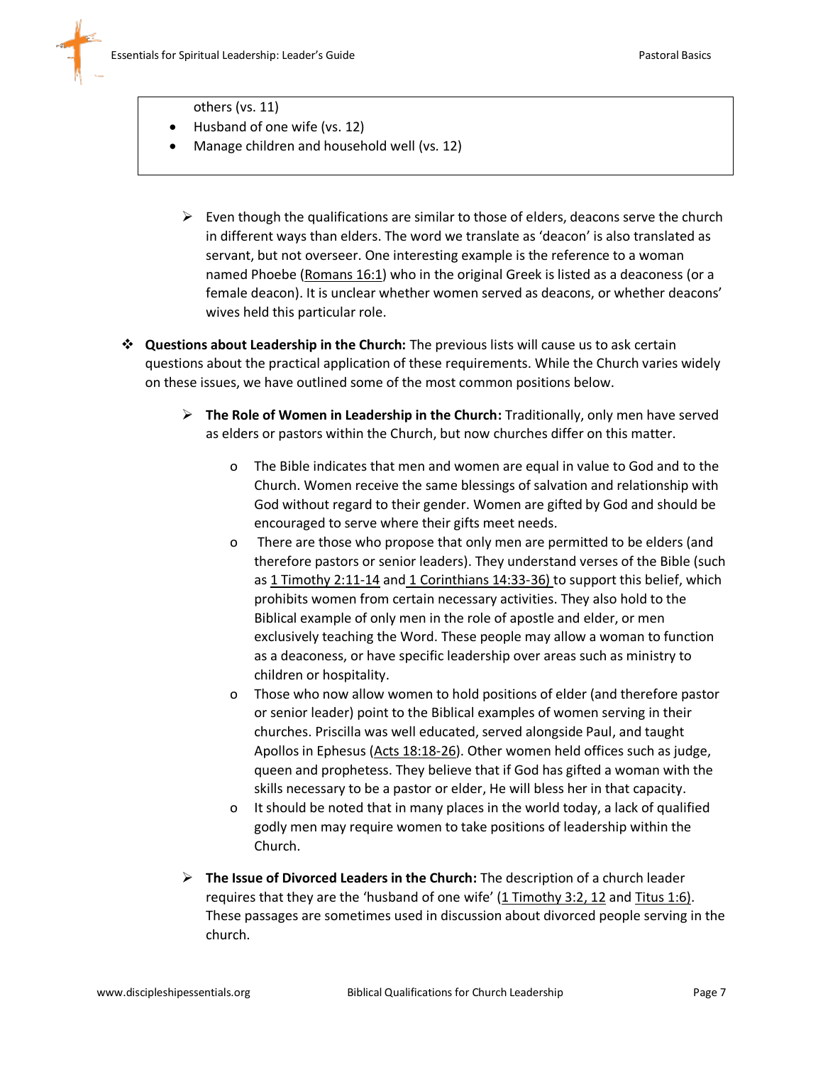others (vs. 11)

- Husband of one wife (vs. 12)
- Manage children and household well (vs. 12)

- Even though the qualifications are similar to those of elders, deacons serve the church in different ways than elders. The word we translate as 'deacon' is also translated as servant, but not overseer. One interesting example is the reference to a woman named Phoebe (Romans 16:1) who in the original Greek is listed as a deaconess (or a female deacon). It is unclear whether women served as deacons, or whether deacons' wives held this particular role.

- **Questions about Leadership in the Church:** The previous lists will cause us to ask certain questions about the practical application of these requirements. While the Church varies widely on these issues, we have outlined some of the most common positions below.

  - **The Role of Women in Leadership in the Church:** Traditionally, only men have served as elders or pastors within the Church, but now churches differ on this matter.

    - The Bible indicates that men and women are equal in value to God and to the Church. Women receive the same blessings of salvation and relationship with God without regard to their gender. Women are gifted by God and should be encouraged to serve where their gifts meet needs.
    - There are those who propose that only men are permitted to be elders (and therefore pastors or senior leaders). They understand verses of the Bible (such as 1 Timothy 2:11-14 and 1 Corinthians 14:33-36) to support this belief, which prohibits women from certain necessary activities. They also hold to the Biblical example of only men in the role of apostle and elder, or men exclusively teaching the Word. These people may allow a woman to function as a deaconess, or have specific leadership over areas such as ministry to children or hospitality.
    - Those who now allow women to hold positions of elder (and therefore pastor or senior leader) point to the Biblical examples of women serving in their churches. Priscilla was well educated, served alongside Paul, and taught Apollos in Ephesus (Acts 18:18-26). Other women held offices such as judge, queen and prophetess. They believe that if God has gifted a woman with the skills necessary to be a pastor or elder, He will bless her in that capacity.
    - It should be noted that in many places in the world today, a lack of qualified godly men may require women to take positions of leadership within the Church.

  - **The Issue of Divorced Leaders in the Church:** The description of a church leader requires that they are the 'husband of one wife' (1 Timothy 3:2, 12 and Titus 1:6). These passages are sometimes used in discussion about divorced people serving in the church.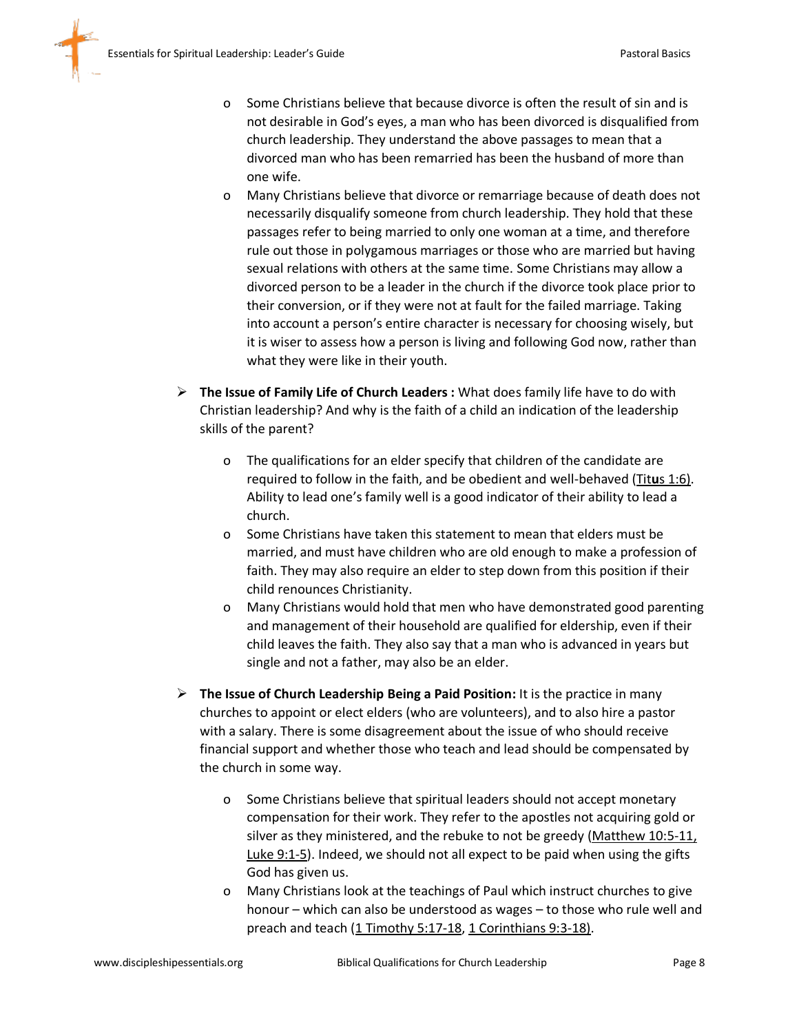- Some Christians believe that because divorce is often the result of sin and is not desirable in God's eyes, a man who has been divorced is disqualified from church leadership. They understand the above passages to mean that a divorced man who has been remarried has been the husband of more than one wife.
  - Many Christians believe that divorce or remarriage because of death does not necessarily disqualify someone from church leadership. They hold that these passages refer to being married to only one woman at a time, and therefore rule out those in polygamous marriages or those who are married but having sexual relations with others at the same time. Some Christians may allow a divorced person to be a leader in the church if the divorce took place prior to their conversion, or if they were not at fault for the failed marriage. Taking into account a person's entire character is necessary for choosing wisely, but it is wiser to assess how a person is living and following God now, rather than what they were like in their youth.

- **The Issue of Family Life of Church Leaders :** What does family life have to do with Christian leadership? And why is the faith of a child an indication of the leadership skills of the parent?
  - The qualifications for an elder specify that children of the candidate are required to follow in the faith, and be obedient and well-behaved (Titus 1:6). Ability to lead one's family well is a good indicator of their ability to lead a church.
  - Some Christians have taken this statement to mean that elders must be married, and must have children who are old enough to make a profession of faith. They may also require an elder to step down from this position if their child renounces Christianity.
  - Many Christians would hold that men who have demonstrated good parenting and management of their household are qualified for eldership, even if their child leaves the faith. They also say that a man who is advanced in years but single and not a father, may also be an elder.

- **The Issue of Church Leadership Being a Paid Position:** It is the practice in many churches to appoint or elect elders (who are volunteers), and to also hire a pastor with a salary. There is some disagreement about the issue of who should receive financial support and whether those who teach and lead should be compensated by the church in some way.
  - Some Christians believe that spiritual leaders should not accept monetary compensation for their work. They refer to the apostles not acquiring gold or silver as they ministered, and the rebuke to not be greedy (Matthew 10:5-11, Luke 9:1-5). Indeed, we should not all expect to be paid when using the gifts God has given us.
  - Many Christians look at the teachings of Paul which instruct churches to give honour – which can also be understood as wages – to those who rule well and preach and teach (1 Timothy 5:17-18, 1 Corinthians 9:3-18).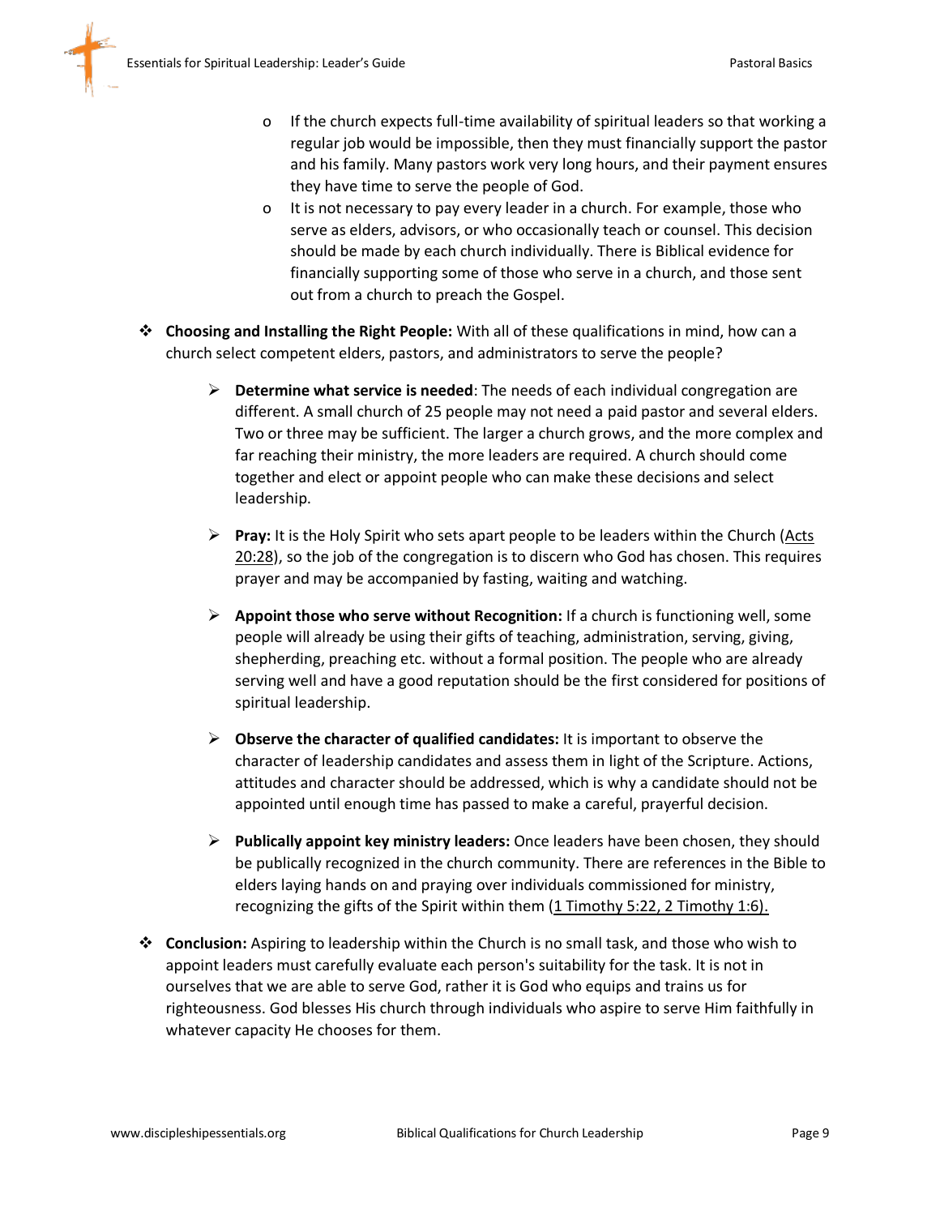- If the church expects full-time availability of spiritual leaders so that working a regular job would be impossible, then they must financially support the pastor and his family. Many pastors work very long hours, and their payment ensures they have time to serve the people of God.
- It is not necessary to pay every leader in a church. For example, those who serve as elders, advisors, or who occasionally teach or counsel. This decision should be made by each church individually. There is Biblical evidence for financially supporting some of those who serve in a church, and those sent out from a church to preach the Gospel.

- **Choosing and Installing the Right People:** With all of these qualifications in mind, how can a church select competent elders, pastors, and administrators to serve the people?

  - **Determine what service is needed**: The needs of each individual congregation are different. A small church of 25 people may not need a paid pastor and several elders. Two or three may be sufficient. The larger a church grows, and the more complex and far reaching their ministry, the more leaders are required. A church should come together and elect or appoint people who can make these decisions and select leadership.

  - **Pray:** It is the Holy Spirit who sets apart people to be leaders within the Church (Acts 20:28), so the job of the congregation is to discern who God has chosen. This requires prayer and may be accompanied by fasting, waiting and watching.

  - **Appoint those who serve without Recognition:** If a church is functioning well, some people will already be using their gifts of teaching, administration, serving, giving, shepherding, preaching etc. without a formal position. The people who are already serving well and have a good reputation should be the first considered for positions of spiritual leadership.

  - **Observe the character of qualified candidates:** It is important to observe the character of leadership candidates and assess them in light of the Scripture. Actions, attitudes and character should be addressed, which is why a candidate should not be appointed until enough time has passed to make a careful, prayerful decision.

  - **Publically appoint key ministry leaders:** Once leaders have been chosen, they should be publically recognized in the church community. There are references in the Bible to elders laying hands on and praying over individuals commissioned for ministry, recognizing the gifts of the Spirit within them (1 Timothy 5:22, 2 Timothy 1:6).

- **Conclusion:** Aspiring to leadership within the Church is no small task, and those who wish to appoint leaders must carefully evaluate each person's suitability for the task. It is not in ourselves that we are able to serve God, rather it is God who equips and trains us for righteousness. God blesses His church through individuals who aspire to serve Him faithfully in whatever capacity He chooses for them.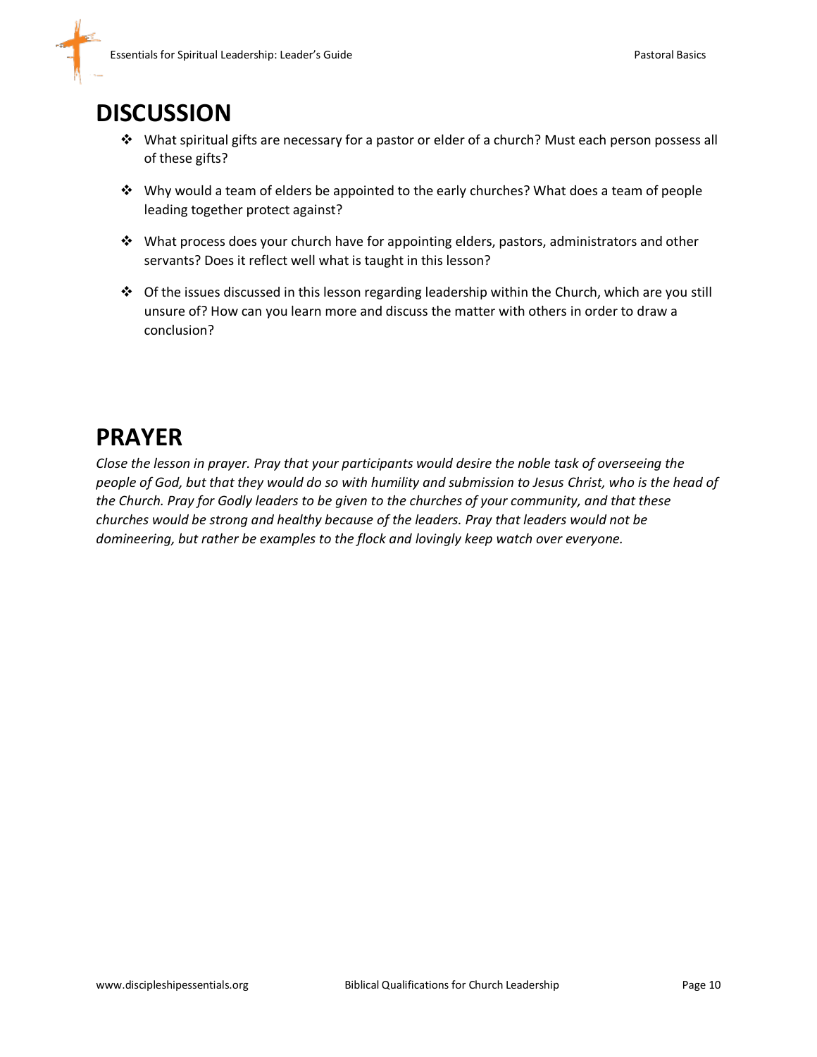## DISCUSSION

- What spiritual gifts are necessary for a pastor or elder of a church? Must each person possess all of these gifts?
- Why would a team of elders be appointed to the early churches? What does a team of people leading together protect against?
- What process does your church have for appointing elders, pastors, administrators and other servants? Does it reflect well what is taught in this lesson?
- Of the issues discussed in this lesson regarding leadership within the Church, which are you still unsure of? How can you learn more and discuss the matter with others in order to draw a conclusion?

## PRAYER

*Close the lesson in prayer. Pray that your participants would desire the noble task of overseeing the people of God, but that they would do so with humility and submission to Jesus Christ, who is the head of the Church. Pray for Godly leaders to be given to the churches of your community, and that these churches would be strong and healthy because of the leaders. Pray that leaders would not be domineering, but rather be examples to the flock and lovingly keep watch over everyone.*